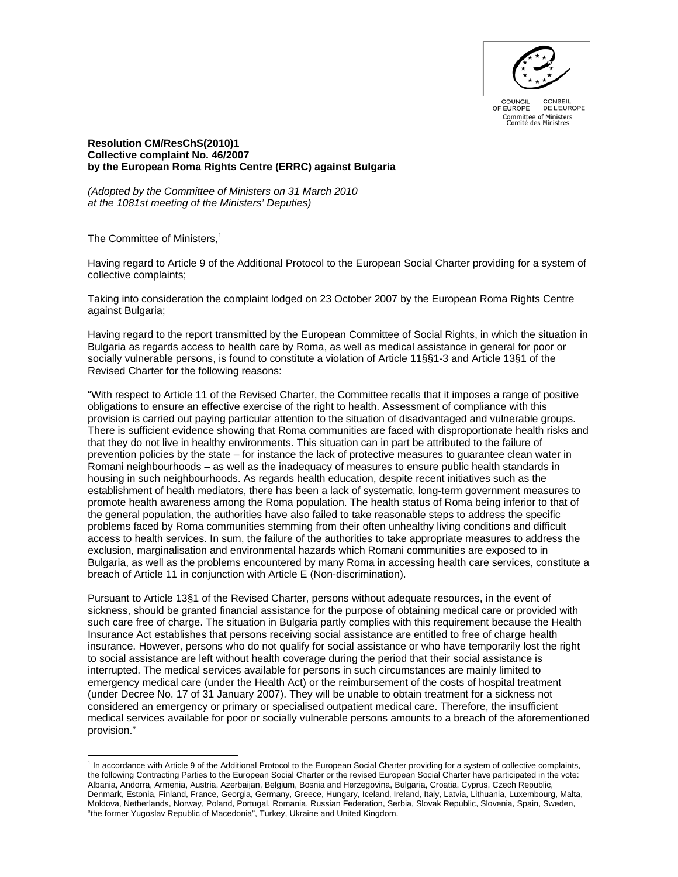COUNCIL OF EUROPE — CONSEIL DE L'EUROPE
Committee of Ministers — Comité des Ministres

**Resolution CM/ResChS(2010)1**
**Collective complaint No. 46/2007**
**by the European Roma Rights Centre (ERRC) against Bulgaria**

*(Adopted by the Committee of Ministers on 31 March 2010 at the 1081st meeting of the Ministers' Deputies)*

The Committee of Ministers,[1]

Having regard to Article 9 of the Additional Protocol to the European Social Charter providing for a system of collective complaints;

Taking into consideration the complaint lodged on 23 October 2007 by the European Roma Rights Centre against Bulgaria;

Having regard to the report transmitted by the European Committee of Social Rights, in which the situation in Bulgaria as regards access to health care by Roma, as well as medical assistance in general for poor or socially vulnerable persons, is found to constitute a violation of Article 11§§1-3 and Article 13§1 of the Revised Charter for the following reasons:

"With respect to Article 11 of the Revised Charter, the Committee recalls that it imposes a range of positive obligations to ensure an effective exercise of the right to health. Assessment of compliance with this provision is carried out paying particular attention to the situation of disadvantaged and vulnerable groups. There is sufficient evidence showing that Roma communities are faced with disproportionate health risks and that they do not live in healthy environments. This situation can in part be attributed to the failure of prevention policies by the state – for instance the lack of protective measures to guarantee clean water in Romani neighbourhoods – as well as the inadequacy of measures to ensure public health standards in housing in such neighbourhoods. As regards health education, despite recent initiatives such as the establishment of health mediators, there has been a lack of systematic, long-term government measures to promote health awareness among the Roma population. The health status of Roma being inferior to that of the general population, the authorities have also failed to take reasonable steps to address the specific problems faced by Roma communities stemming from their often unhealthy living conditions and difficult access to health services. In sum, the failure of the authorities to take appropriate measures to address the exclusion, marginalisation and environmental hazards which Romani communities are exposed to in Bulgaria, as well as the problems encountered by many Roma in accessing health care services, constitute a breach of Article 11 in conjunction with Article E (Non-discrimination).

Pursuant to Article 13§1 of the Revised Charter, persons without adequate resources, in the event of sickness, should be granted financial assistance for the purpose of obtaining medical care or provided with such care free of charge. The situation in Bulgaria partly complies with this requirement because the Health Insurance Act establishes that persons receiving social assistance are entitled to free of charge health insurance. However, persons who do not qualify for social assistance or who have temporarily lost the right to social assistance are left without health coverage during the period that their social assistance is interrupted. The medical services available for persons in such circumstances are mainly limited to emergency medical care (under the Health Act) or the reimbursement of the costs of hospital treatment (under Decree No. 17 of 31 January 2007). They will be unable to obtain treatment for a sickness not considered an emergency or primary or specialised outpatient medical care. Therefore, the insufficient medical services available for poor or socially vulnerable persons amounts to a breach of the aforementioned provision."

[1] In accordance with Article 9 of the Additional Protocol to the European Social Charter providing for a system of collective complaints, the following Contracting Parties to the European Social Charter or the revised European Social Charter have participated in the vote: Albania, Andorra, Armenia, Austria, Azerbaijan, Belgium, Bosnia and Herzegovina, Bulgaria, Croatia, Cyprus, Czech Republic, Denmark, Estonia, Finland, France, Georgia, Germany, Greece, Hungary, Iceland, Ireland, Italy, Latvia, Lithuania, Luxembourg, Malta, Moldova, Netherlands, Norway, Poland, Portugal, Romania, Russian Federation, Serbia, Slovak Republic, Slovenia, Spain, Sweden, "the former Yugoslav Republic of Macedonia", Turkey, Ukraine and United Kingdom.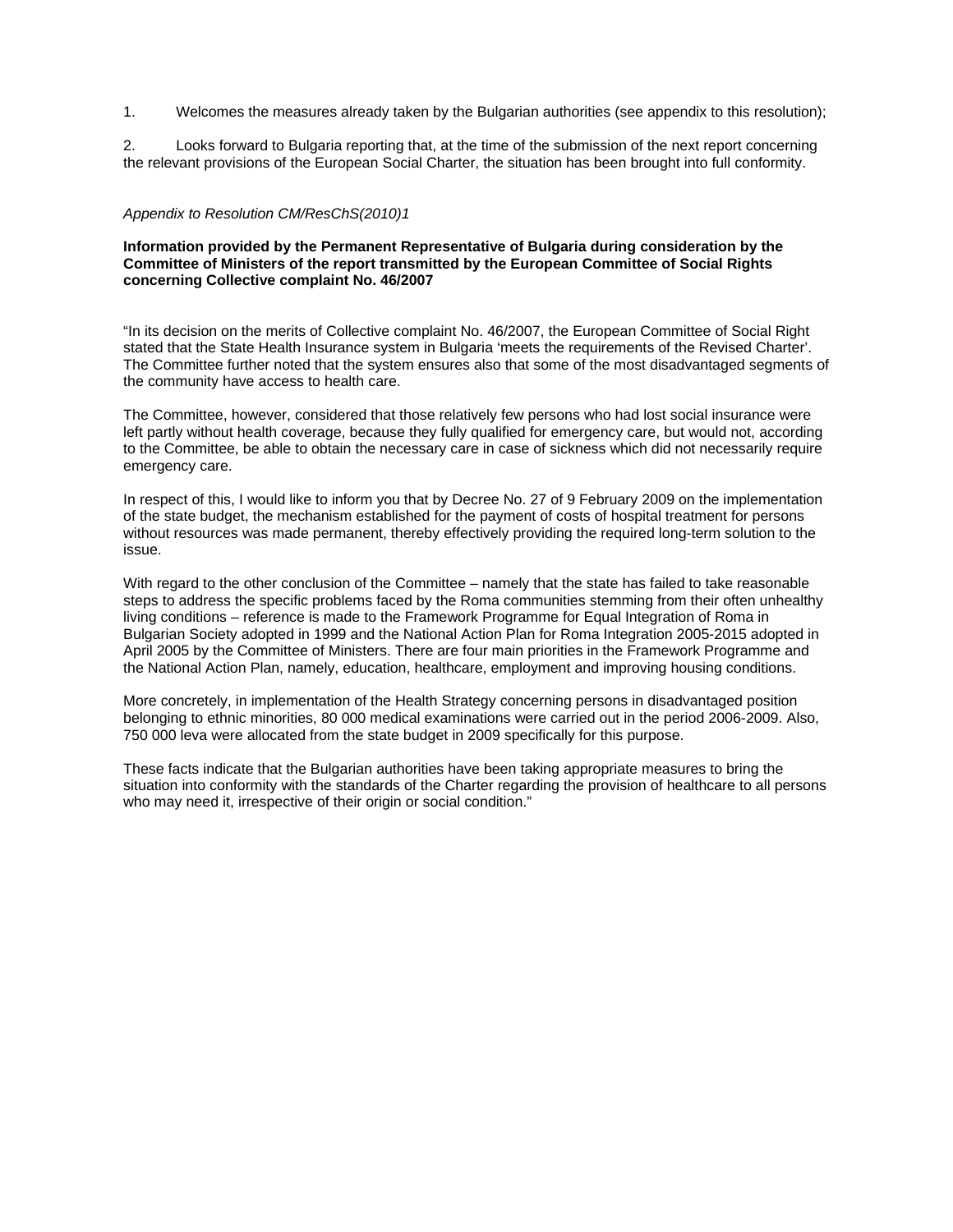1. Welcomes the measures already taken by the Bulgarian authorities (see appendix to this resolution);

2. Looks forward to Bulgaria reporting that, at the time of the submission of the next report concerning the relevant provisions of the European Social Charter, the situation has been brought into full conformity.

*Appendix to Resolution CM/ResChS(2010)1*

**Information provided by the Permanent Representative of Bulgaria during consideration by the Committee of Ministers of the report transmitted by the European Committee of Social Rights concerning Collective complaint No. 46/2007**

"In its decision on the merits of Collective complaint No. 46/2007, the European Committee of Social Right stated that the State Health Insurance system in Bulgaria 'meets the requirements of the Revised Charter'. The Committee further noted that the system ensures also that some of the most disadvantaged segments of the community have access to health care.

The Committee, however, considered that those relatively few persons who had lost social insurance were left partly without health coverage, because they fully qualified for emergency care, but would not, according to the Committee, be able to obtain the necessary care in case of sickness which did not necessarily require emergency care.

In respect of this, I would like to inform you that by Decree No. 27 of 9 February 2009 on the implementation of the state budget, the mechanism established for the payment of costs of hospital treatment for persons without resources was made permanent, thereby effectively providing the required long-term solution to the issue.

With regard to the other conclusion of the Committee – namely that the state has failed to take reasonable steps to address the specific problems faced by the Roma communities stemming from their often unhealthy living conditions – reference is made to the Framework Programme for Equal Integration of Roma in Bulgarian Society adopted in 1999 and the National Action Plan for Roma Integration 2005-2015 adopted in April 2005 by the Committee of Ministers. There are four main priorities in the Framework Programme and the National Action Plan, namely, education, healthcare, employment and improving housing conditions.

More concretely, in implementation of the Health Strategy concerning persons in disadvantaged position belonging to ethnic minorities, 80 000 medical examinations were carried out in the period 2006-2009. Also, 750 000 leva were allocated from the state budget in 2009 specifically for this purpose.

These facts indicate that the Bulgarian authorities have been taking appropriate measures to bring the situation into conformity with the standards of the Charter regarding the provision of healthcare to all persons who may need it, irrespective of their origin or social condition."